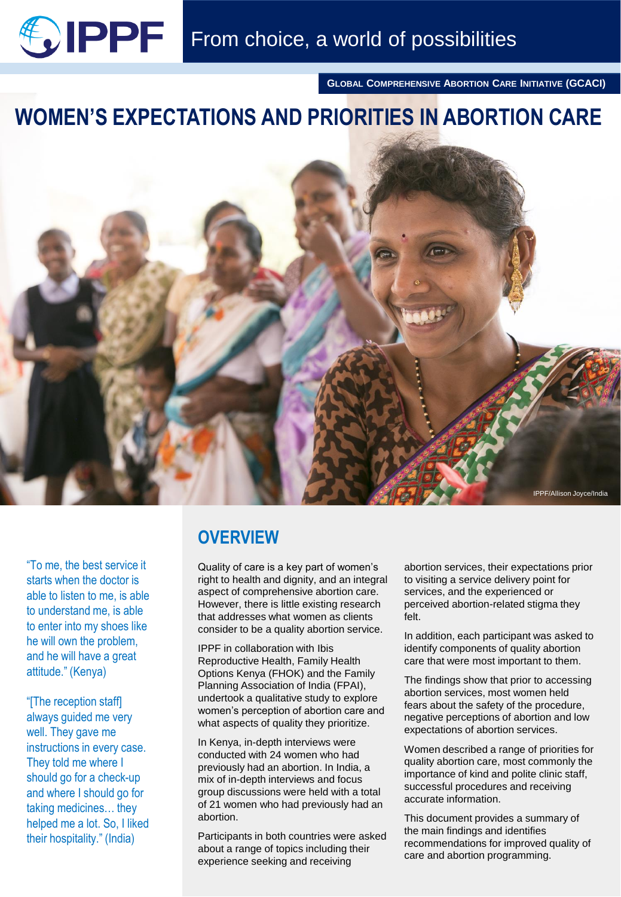GLOBAL COMPREHENSIVE ABORTION CARE INITIATIVE (GCACI)

# WOMEN'S EXPECTATIONS AND PRIORITIES IN ABORTION CARE

IPPF/Allison Joyce/India

"To me, the best service it starts when the doctor is able to listen to me, is able to understand me, is able to enter into my shoes like he will own the problem, and he will have a great attitude." (Kenya)

"[The reception staff] always guided me very well. They gave me instructions in every case. They told me where I should go for a check-up and where I should go for taking medicines… they helped me a lot. So, I liked their hospitality." (India)

## OVERVIEW

Quality of care is a key part of women's right to health and dignity, and an integral aspect of comprehensive abortion care. However, there is little existing research that addresses what women as clients consider to be a quality abortion service.

IPPF in collaboration with Ibis Reproductive Health, Family Health Options Kenya (FHOK) and the Family Planning Association of India (FPAI), undertook a qualitative study to explore women's perception of abortion care and what aspects of quality they prioritize.

In Kenya, in-depth interviews were conducted with 24 women who had previously had an abortion. In India, a mix of in-depth interviews and focus group discussions were held with a total of 21 women who had previously had an abortion.

Participants in both countries were asked about a range of topics including their experience seeking and receiving abortion services, their expectations prior to visiting a service delivery point for services, and the experienced or perceived abortion-related stigma they felt.

In addition, each participant was asked to identify components of quality abortion care that were most important to them.

The findings show that prior to accessing abortion services, most women held fears about the safety of the procedure, negative perceptions of abortion and low expectations of abortion services.

Women described a range of priorities for quality abortion care, most commonly the importance of kind and polite clinic staff, successful procedures and receiving accurate information.

This document provides a summary of the main findings and identifies recommendations for improved quality of care and abortion programming.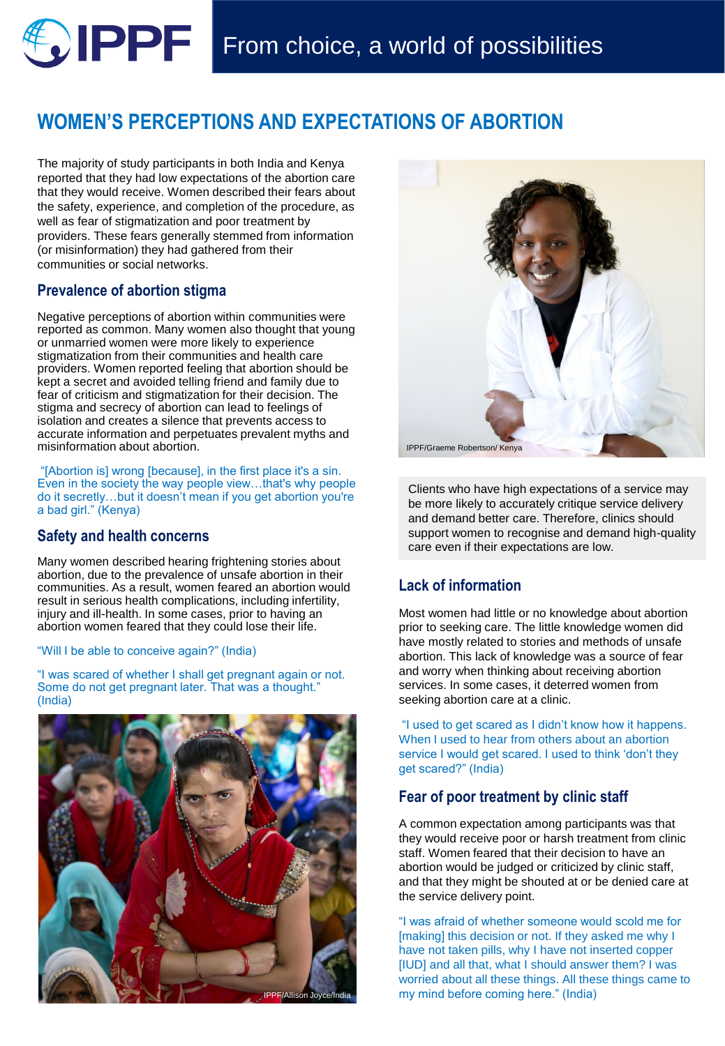# WOMEN'S PERCEPTIONS AND EXPECTATIONS OF ABORTION

The majority of study participants in both India and Kenya reported that they had low expectations of the abortion care that they would receive. Women described their fears about the safety, experience, and completion of the procedure, as well as fear of stigmatization and poor treatment by providers. These fears generally stemmed from information (or misinformation) they had gathered from their communities or social networks.

## Prevalence of abortion stigma

Negative perceptions of abortion within communities were reported as common. Many women also thought that young or unmarried women were more likely to experience stigmatization from their communities and health care providers. Women reported feeling that abortion should be kept a secret and avoided telling friend and family due to fear of criticism and stigmatization for their decision. The stigma and secrecy of abortion can lead to feelings of isolation and creates a silence that prevents access to accurate information and perpetuates prevalent myths and misinformation about abortion.

"[Abortion is] wrong [because], in the first place it's a sin. Even in the society the way people view…that's why people do it secretly…but it doesn't mean if you get abortion you're a bad girl." (Kenya)

## Safety and health concerns

Many women described hearing frightening stories about abortion, due to the prevalence of unsafe abortion in their communities. As a result, women feared that an abortion would result in serious health complications, including infertility, injury and ill-health. In some cases, prior to having an abortion women feared that they could lose their life.

"Will I be able to conceive again?" (India)

"I was scared of whether I shall get pregnant again or not. Some do not get pregnant later. That was a thought." (India)

IPPF/Allison Joyce/India

IPPF/Graeme Robertson/ Kenya

Clients who have high expectations of a service may be more likely to accurately critique service delivery and demand better care. Therefore, clinics should support women to recognise and demand high-quality care even if their expectations are low.

## Lack of information

Most women had little or no knowledge about abortion prior to seeking care. The little knowledge women did have mostly related to stories and methods of unsafe abortion. This lack of knowledge was a source of fear and worry when thinking about receiving abortion services. In some cases, it deterred women from seeking abortion care at a clinic.

"I used to get scared as I didn't know how it happens. When I used to hear from others about an abortion service I would get scared. I used to think 'don't they get scared?" (India)

## Fear of poor treatment by clinic staff

A common expectation among participants was that they would receive poor or harsh treatment from clinic staff. Women feared that their decision to have an abortion would be judged or criticized by clinic staff, and that they might be shouted at or be denied care at the service delivery point.

"I was afraid of whether someone would scold me for [making] this decision or not. If they asked me why I have not taken pills, why I have not inserted copper [IUD] and all that, what I should answer them? I was worried about all these things. All these things came to my mind before coming here." (India)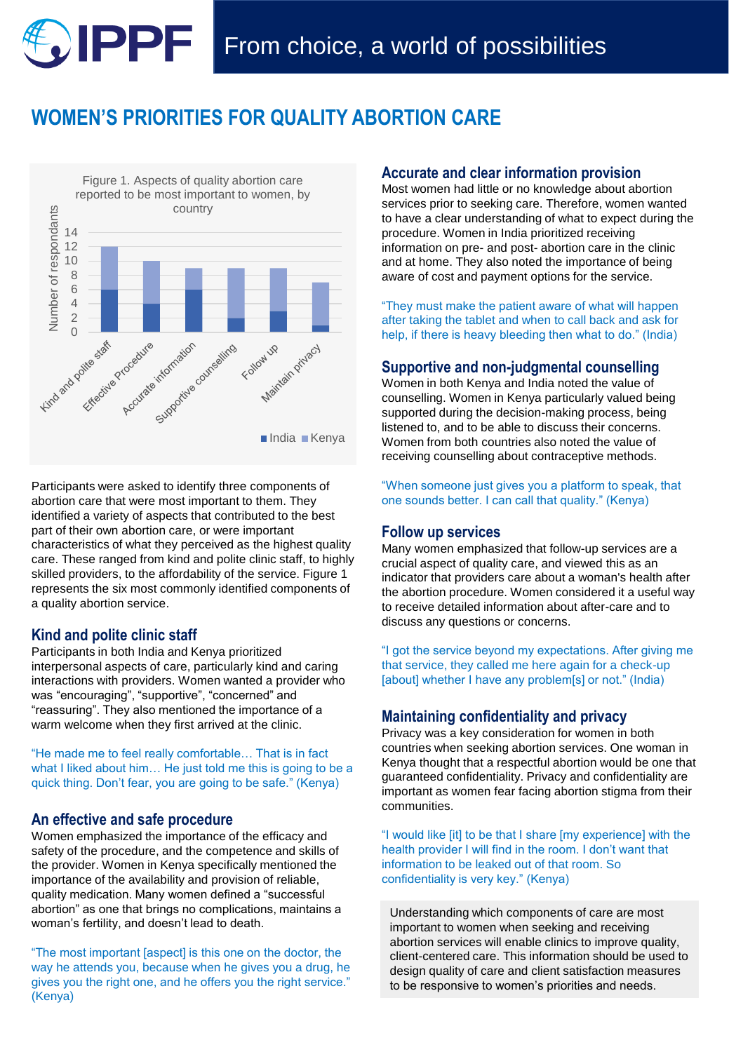# WOMEN'S PRIORITIES FOR QUALITY ABORTION CARE

Figure 1. Aspects of quality abortion care reported to be most important to women, by country

Participants were asked to identify three components of abortion care that were most important to them. They identified a variety of aspects that contributed to the best part of their own abortion care, or were important characteristics of what they perceived as the highest quality care. These ranged from kind and polite clinic staff, to highly skilled providers, to the affordability of the service. Figure 1 represents the six most commonly identified components of a quality abortion service.

## Kind and polite clinic staff

Participants in both India and Kenya prioritized interpersonal aspects of care, particularly kind and caring interactions with providers. Women wanted a provider who was "encouraging", "supportive", "concerned" and "reassuring". They also mentioned the importance of a warm welcome when they first arrived at the clinic.

"He made me to feel really comfortable… That is in fact what I liked about him… He just told me this is going to be a quick thing. Don't fear, you are going to be safe." (Kenya)

## An effective and safe procedure

Women emphasized the importance of the efficacy and safety of the procedure, and the competence and skills of the provider. Women in Kenya specifically mentioned the importance of the availability and provision of reliable, quality medication. Many women defined a "successful abortion" as one that brings no complications, maintains a woman's fertility, and doesn't lead to death.

"The most important [aspect] is this one on the doctor, the way he attends you, because when he gives you a drug, he gives you the right one, and he offers you the right service." (Kenya)

## Accurate and clear information provision

Most women had little or no knowledge about abortion services prior to seeking care. Therefore, women wanted to have a clear understanding of what to expect during the procedure. Women in India prioritized receiving information on pre- and post- abortion care in the clinic and at home. They also noted the importance of being aware of cost and payment options for the service.

"They must make the patient aware of what will happen after taking the tablet and when to call back and ask for help, if there is heavy bleeding then what to do." (India)

## Supportive and non-judgmental counselling

Women in both Kenya and India noted the value of counselling. Women in Kenya particularly valued being supported during the decision-making process, being listened to, and to be able to discuss their concerns. Women from both countries also noted the value of receiving counselling about contraceptive methods.

"When someone just gives you a platform to speak, that one sounds better. I can call that quality." (Kenya)

## Follow up services

Many women emphasized that follow-up services are a crucial aspect of quality care, and viewed this as an indicator that providers care about a woman's health after the abortion procedure. Women considered it a useful way to receive detailed information about after-care and to discuss any questions or concerns.

"I got the service beyond my expectations. After giving me that service, they called me here again for a check-up [about] whether I have any problem[s] or not." (India)

## Maintaining confidentiality and privacy

Privacy was a key consideration for women in both countries when seeking abortion services. One woman in Kenya thought that a respectful abortion would be one that guaranteed confidentiality. Privacy and confidentiality are important as women fear facing abortion stigma from their communities.

"I would like [it] to be that I share [my experience] with the health provider I will find in the room. I don't want that information to be leaked out of that room. So confidentiality is very key." (Kenya)

Understanding which components of care are most important to women when seeking and receiving abortion services will enable clinics to improve quality, client-centered care. This information should be used to design quality of care and client satisfaction measures to be responsive to women's priorities and needs.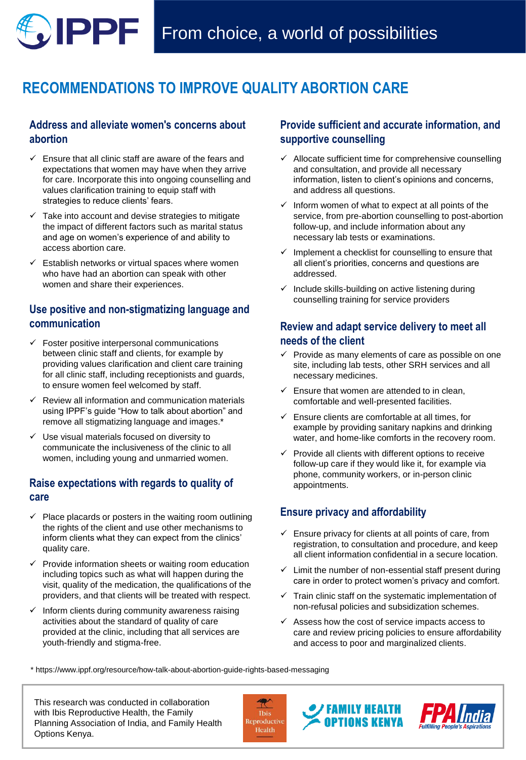IPPF

From choice, a world of possibilities

# RECOMMENDATIONS TO IMPROVE QUALITY ABORTION CARE

## Address and alleviate women's concerns about abortion

- ✓ Ensure that all clinic staff are aware of the fears and expectations that women may have when they arrive for care. Incorporate this into ongoing counselling and values clarification training to equip staff with strategies to reduce clients' fears.
- ✓ Take into account and devise strategies to mitigate the impact of different factors such as marital status and age on women's experience of and ability to access abortion care.
- ✓ Establish networks or virtual spaces where women who have had an abortion can speak with other women and share their experiences.

## Use positive and non-stigmatizing language and communication

- ✓ Foster positive interpersonal communications between clinic staff and clients, for example by providing values clarification and client care training for all clinic staff, including receptionists and guards, to ensure women feel welcomed by staff.
- ✓ Review all information and communication materials using IPPF's guide "How to talk about abortion" and remove all stigmatizing language and images.*
- ✓ Use visual materials focused on diversity to communicate the inclusiveness of the clinic to all women, including young and unmarried women.

## Raise expectations with regards to quality of care

- ✓ Place placards or posters in the waiting room outlining the rights of the client and use other mechanisms to inform clients what they can expect from the clinics' quality care.
- ✓ Provide information sheets or waiting room education including topics such as what will happen during the visit, quality of the medication, the qualifications of the providers, and that clients will be treated with respect.
- ✓ Inform clients during community awareness raising activities about the standard of quality of care provided at the clinic, including that all services are youth-friendly and stigma-free.

## Provide sufficient and accurate information, and supportive counselling

- ✓ Allocate sufficient time for comprehensive counselling and consultation, and provide all necessary information, listen to client's opinions and concerns, and address all questions.
- ✓ Inform women of what to expect at all points of the service, from pre-abortion counselling to post-abortion follow-up, and include information about any necessary lab tests or examinations.
- ✓ Implement a checklist for counselling to ensure that all client's priorities, concerns and questions are addressed.
- ✓ Include skills-building on active listening during counselling training for service providers

## Review and adapt service delivery to meet all needs of the client

- ✓ Provide as many elements of care as possible on one site, including lab tests, other SRH services and all necessary medicines.
- ✓ Ensure that women are attended to in clean, comfortable and well-presented facilities.
- ✓ Ensure clients are comfortable at all times, for example by providing sanitary napkins and drinking water, and home-like comforts in the recovery room.
- ✓ Provide all clients with different options to receive follow-up care if they would like it, for example via phone, community workers, or in-person clinic appointments.

## Ensure privacy and affordability

- ✓ Ensure privacy for clients at all points of care, from registration, to consultation and procedure, and keep all client information confidential in a secure location.
- ✓ Limit the number of non-essential staff present during care in order to protect women's privacy and comfort.
- ✓ Train clinic staff on the systematic implementation of non-refusal policies and subsidization schemes.
- ✓ Assess how the cost of service impacts access to care and review pricing policies to ensure affordability and access to poor and marginalized clients.

\* https://www.ippf.org/resource/how-talk-about-abortion-guide-rights-based-messaging

This research was conducted in collaboration with Ibis Reproductive Health, the Family Planning Association of India, and Family Health Options Kenya.

Ibis Reproductive Health | FAMILY HEALTH OPTIONS KENYA | FPA India Fulfilling People's Aspirations